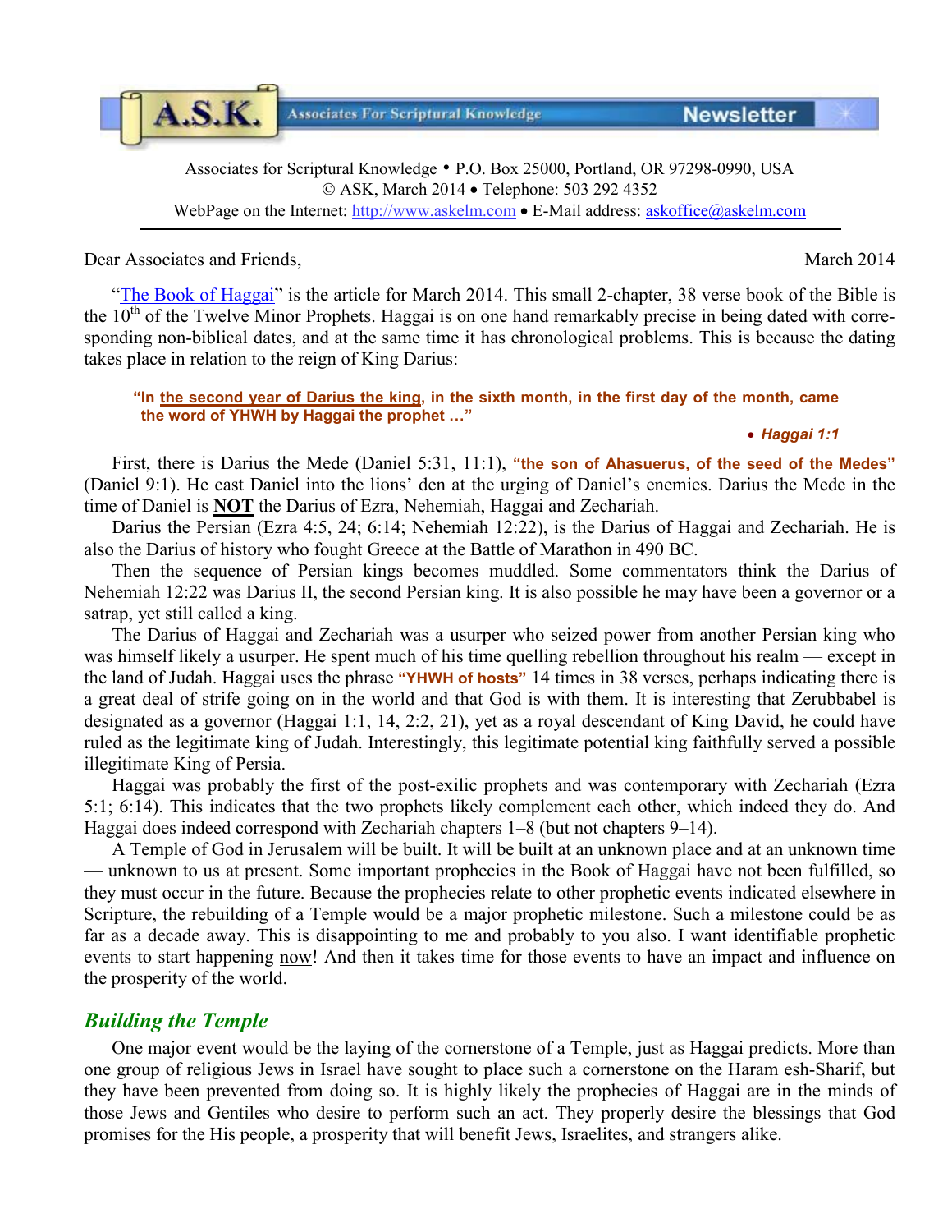A.S.K. Associates For Scriptural Knowledge **Newsletter**

Associates for Scriptural Knowledge • P.O. Box 25000, Portland, OR 97298-0990, USA
© ASK, March 2014 • Telephone: 503 292 4352
WebPage on the Internet: http://www.askelm.com • E-Mail address: askoffice@askelm.com

---

Dear Associates and Friends, March 2014

"The Book of Haggai" is the article for March 2014. This small 2-chapter, 38 verse book of the Bible is the 10th of the Twelve Minor Prophets. Haggai is on one hand remarkably precise in being dated with corresponding non-biblical dates, and at the same time it has chronological problems. This is because the dating takes place in relation to the reign of King Darius:

> **"In the second year of Darius the king, in the sixth month, in the first day of the month, came the word of YHWH by Haggai the prophet …"**
>
> • ***Haggai 1:1***

First, there is Darius the Mede (Daniel 5:31, 11:1), **"the son of Ahasuerus, of the seed of the Medes"** (Daniel 9:1). He cast Daniel into the lions' den at the urging of Daniel's enemies. Darius the Mede in the time of Daniel is **NOT** the Darius of Ezra, Nehemiah, Haggai and Zechariah.

Darius the Persian (Ezra 4:5, 24; 6:14; Nehemiah 12:22), is the Darius of Haggai and Zechariah. He is also the Darius of history who fought Greece at the Battle of Marathon in 490 BC.

Then the sequence of Persian kings becomes muddled. Some commentators think the Darius of Nehemiah 12:22 was Darius II, the second Persian king. It is also possible he may have been a governor or a satrap, yet still called a king.

The Darius of Haggai and Zechariah was a usurper who seized power from another Persian king who was himself likely a usurper. He spent much of his time quelling rebellion throughout his realm — except in the land of Judah. Haggai uses the phrase **"YHWH of hosts"** 14 times in 38 verses, perhaps indicating there is a great deal of strife going on in the world and that God is with them. It is interesting that Zerubbabel is designated as a governor (Haggai 1:1, 14, 2:2, 21), yet as a royal descendant of King David, he could have ruled as the legitimate king of Judah. Interestingly, this legitimate potential king faithfully served a possible illegitimate King of Persia.

Haggai was probably the first of the post-exilic prophets and was contemporary with Zechariah (Ezra 5:1; 6:14). This indicates that the two prophets likely complement each other, which indeed they do. And Haggai does indeed correspond with Zechariah chapters 1–8 (but not chapters 9–14).

A Temple of God in Jerusalem will be built. It will be built at an unknown place and at an unknown time — unknown to us at present. Some important prophecies in the Book of Haggai have not been fulfilled, so they must occur in the future. Because the prophecies relate to other prophetic events indicated elsewhere in Scripture, the rebuilding of a Temple would be a major prophetic milestone. Such a milestone could be as far as a decade away. This is disappointing to me and probably to you also. I want identifiable prophetic events to start happening now! And then it takes time for those events to have an impact and influence on the prosperity of the world.

## *Building the Temple*

One major event would be the laying of the cornerstone of a Temple, just as Haggai predicts. More than one group of religious Jews in Israel have sought to place such a cornerstone on the Haram esh-Sharif, but they have been prevented from doing so. It is highly likely the prophecies of Haggai are in the minds of those Jews and Gentiles who desire to perform such an act. They properly desire the blessings that God promises for the His people, a prosperity that will benefit Jews, Israelites, and strangers alike.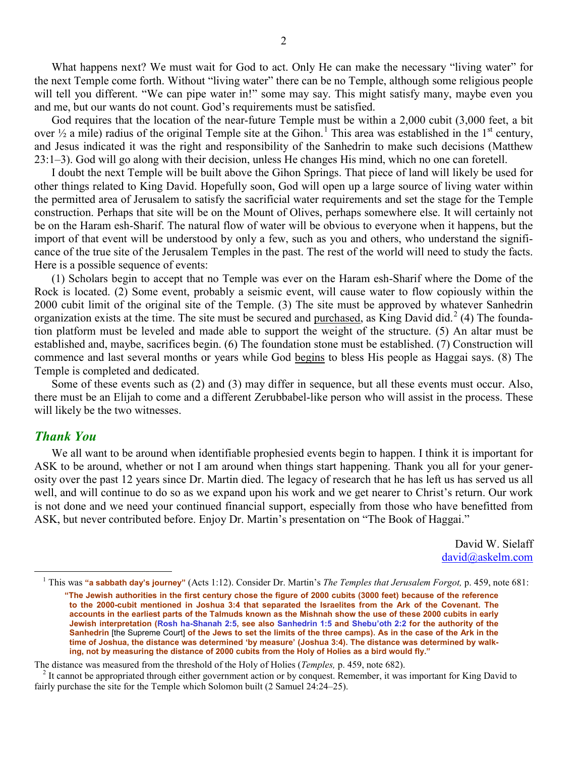What happens next? We must wait for God to act. Only He can make the necessary "living water" for the next Temple come forth. Without "living water" there can be no Temple, although some religious people will tell you different. "We can pipe water in!" some may say. This might satisfy many, maybe even you and me, but our wants do not count. God's requirements must be satisfied.

God requires that the location of the near-future Temple must be within a 2,000 cubit (3,000 feet, a bit over ½ a mile) radius of the original Temple site at the Gihon.[1] This area was established in the 1st century, and Jesus indicated it was the right and responsibility of the Sanhedrin to make such decisions (Matthew 23:1–3). God will go along with their decision, unless He changes His mind, which no one can foretell.

I doubt the next Temple will be built above the Gihon Springs. That piece of land will likely be used for other things related to King David. Hopefully soon, God will open up a large source of living water within the permitted area of Jerusalem to satisfy the sacrificial water requirements and set the stage for the Temple construction. Perhaps that site will be on the Mount of Olives, perhaps somewhere else. It will certainly not be on the Haram esh-Sharif. The natural flow of water will be obvious to everyone when it happens, but the import of that event will be understood by only a few, such as you and others, who understand the significance of the true site of the Jerusalem Temples in the past. The rest of the world will need to study the facts. Here is a possible sequence of events:

(1) Scholars begin to accept that no Temple was ever on the Haram esh-Sharif where the Dome of the Rock is located. (2) Some event, probably a seismic event, will cause water to flow copiously within the 2000 cubit limit of the original site of the Temple. (3) The site must be approved by whatever Sanhedrin organization exists at the time. The site must be secured and purchased, as King David did.[2] (4) The foundation platform must be leveled and made able to support the weight of the structure. (5) An altar must be established and, maybe, sacrifices begin. (6) The foundation stone must be established. (7) Construction will commence and last several months or years while God begins to bless His people as Haggai says. (8) The Temple is completed and dedicated.

Some of these events such as (2) and (3) may differ in sequence, but all these events must occur. Also, there must be an Elijah to come and a different Zerubbabel-like person who will assist in the process. These will likely be the two witnesses.

## *Thank You*

We all want to be around when identifiable prophesied events begin to happen. I think it is important for ASK to be around, whether or not I am around when things start happening. Thank you all for your generosity over the past 12 years since Dr. Martin died. The legacy of research that he has left us has served us all well, and will continue to do so as we expand upon his work and we get nearer to Christ's return. Our work is not done and we need your continued financial support, especially from those who have benefitted from ASK, but never contributed before. Enjoy Dr. Martin's presentation on "The Book of Haggai."

David W. Sielaff
david@askelm.com

---

[1] This was **"a sabbath day's journey"** (Acts 1:12). Consider Dr. Martin's *The Temples that Jerusalem Forgot,* p. 459, note 681:

> **"The Jewish authorities in the first century chose the figure of 2000 cubits (3000 feet) because of the reference to the 2000-cubit mentioned in Joshua 3:4 that separated the Israelites from the Ark of the Covenant. The accounts in the earliest parts of the Talmuds known as the Mishnah show the use of these 2000 cubits in early Jewish interpretation (Rosh ha-Shanah 2:5, see also Sanhedrin 1:5 and Shebu'oth 2:2 for the authority of the Sanhedrin** [the Supreme Court] **of the Jews to set the limits of the three camps). As in the case of the Ark in the time of Joshua, the distance was determined 'by measure' (Joshua 3:4). The distance was determined by walking, not by measuring the distance of 2000 cubits from the Holy of Holies as a bird would fly."**

The distance was measured from the threshold of the Holy of Holies (*Temples,* p. 459, note 682).

[2] It cannot be appropriated through either government action or by conquest. Remember, it was important for King David to fairly purchase the site for the Temple which Solomon built (2 Samuel 24:24–25).